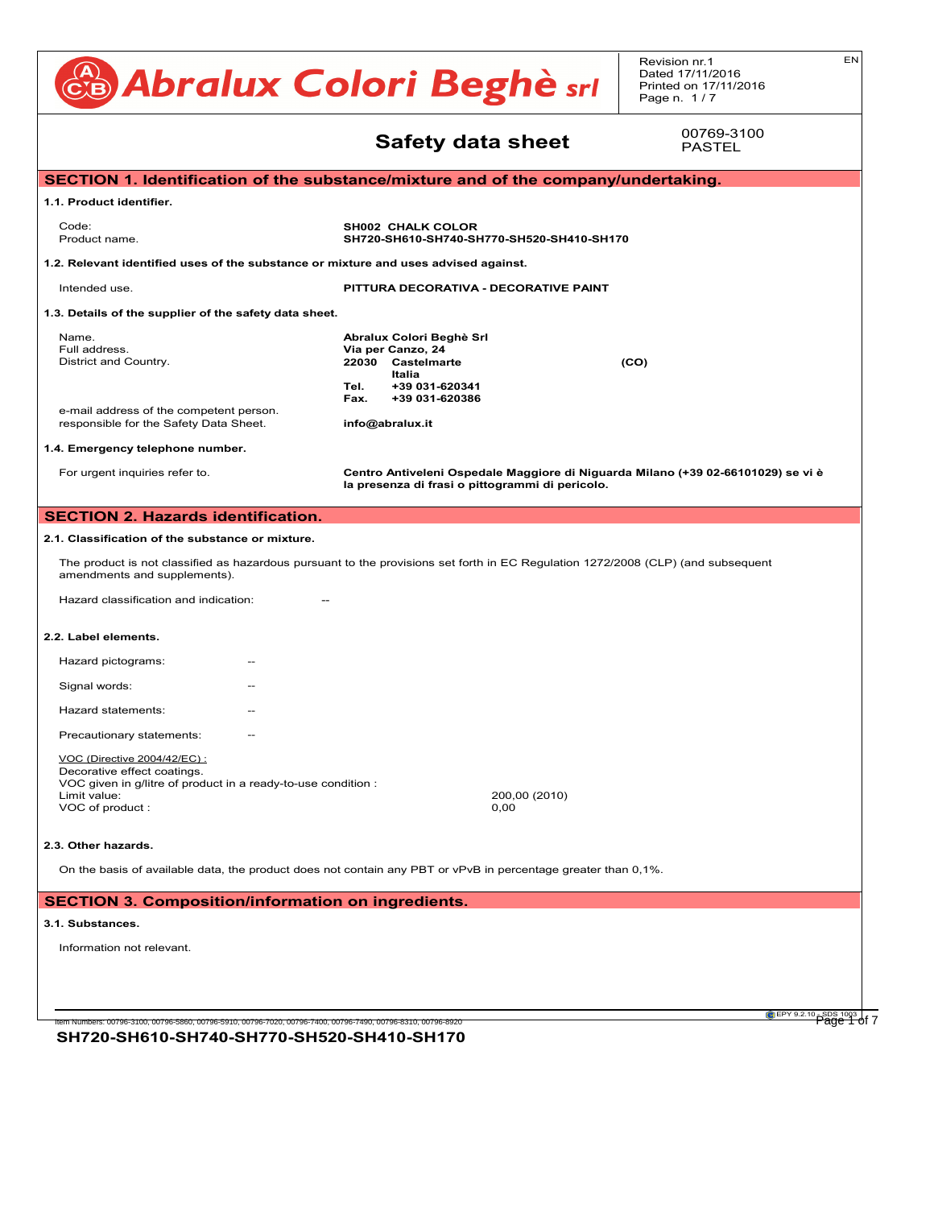# Abralux Colori Beghè srl

Revision nr.1
Dated 17/11/2016
Printed on 17/11/2016

EN

## Safety data sheet

00769-3100
PASTEL

## SECTION 1. Identification of the substance/mixture and of the company/undertaking.

### 1.1. Product identifier.

| | |
|---|---|
| Code: | **SH002 CHALK COLOR** |
| Product name. | **SH720-SH610-SH740-SH770-SH520-SH410-SH170** |

### 1.2. Relevant identified uses of the substance or mixture and uses advised against.

| | |
|---|---|
| Intended use. | **PITTURA DECORATIVA - DECORATIVE PAINT** |

### 1.3. Details of the supplier of the safety data sheet.

| | |
|---|---|
| Name. | **Abralux Colori Beghè Srl** |
| Full address. | **Via per Canzo, 24** |
| District and Country. | **22030 Castelmarte (CO)** |
| | **Italia** |
| | **Tel. +39 031-620341** |
| | **Fax. +39 031-620386** |
| e-mail address of the competent person. responsible for the Safety Data Sheet. | **info@abralux.it** |

### 1.4. Emergency telephone number.

| | |
|---|---|
| For urgent inquiries refer to. | **Centro Antiveleni Ospedale Maggiore di Niguarda Milano (+39 02-66101029) se vi è la presenza di frasi o pittogrammi di pericolo.** |

## SECTION 2. Hazards identification.

### 2.1. Classification of the substance or mixture.

The product is not classified as hazardous pursuant to the provisions set forth in EC Regulation 1272/2008 (CLP) (and subsequent amendments and supplements).

Hazard classification and indication: --

### 2.2. Label elements.

Hazard pictograms: --

Signal words: --

Hazard statements: --

Precautionary statements: --

VOC (Directive 2004/42/EC) :
Decorative effect coatings.
VOC given in g/litre of product in a ready-to-use condition :

| | |
|---|---|
| Limit value: | 200,00 (2010) |
| VOC of product : | 0,00 |

### 2.3. Other hazards.

On the basis of available data, the product does not contain any PBT or vPvB in percentage greater than 0,1%.

## SECTION 3. Composition/information on ingredients.

### 3.1. Substances.

Information not relevant.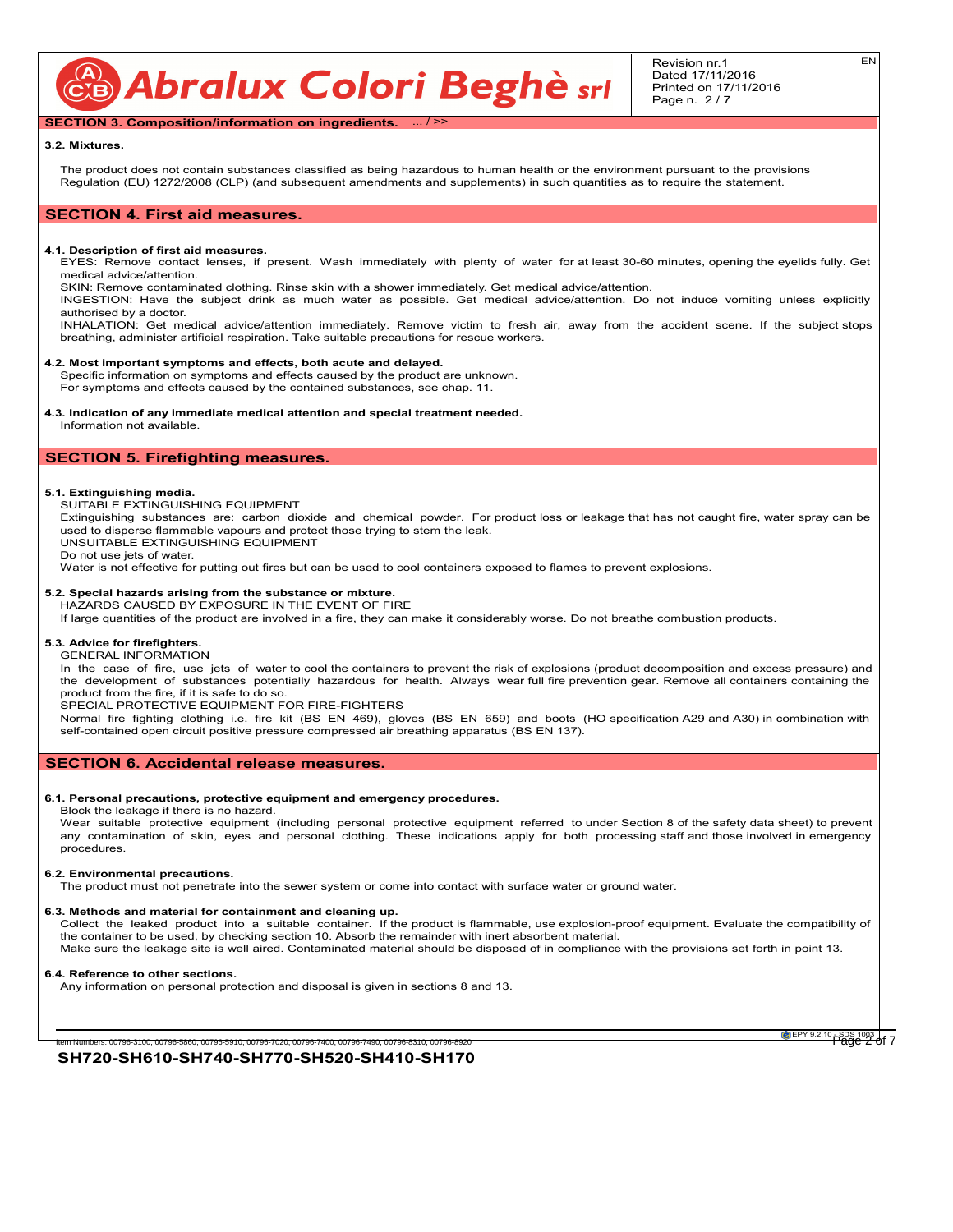## SECTION 3. Composition/information on ingredients. ... / >>

### 3.2. Mixtures.

The product does not contain substances classified as being hazardous to human health or the environment pursuant to the provisions Regulation (EU) 1272/2008 (CLP) (and subsequent amendments and supplements) in such quantities as to require the statement.

## SECTION 4. First aid measures.

### 4.1. Description of first aid measures.

EYES: Remove contact lenses, if present. Wash immediately with plenty of water for at least 30-60 minutes, opening the eyelids fully. Get medical advice/attention.

SKIN: Remove contaminated clothing. Rinse skin with a shower immediately. Get medical advice/attention.

INGESTION: Have the subject drink as much water as possible. Get medical advice/attention. Do not induce vomiting unless explicitly authorised by a doctor.

INHALATION: Get medical advice/attention immediately. Remove victim to fresh air, away from the accident scene. If the subject stops breathing, administer artificial respiration. Take suitable precautions for rescue workers.

### 4.2. Most important symptoms and effects, both acute and delayed.

Specific information on symptoms and effects caused by the product are unknown.
For symptoms and effects caused by the contained substances, see chap. 11.

### 4.3. Indication of any immediate medical attention and special treatment needed.

Information not available.

## SECTION 5. Firefighting measures.

### 5.1. Extinguishing media.

SUITABLE EXTINGUISHING EQUIPMENT

Extinguishing substances are: carbon dioxide and chemical powder. For product loss or leakage that has not caught fire, water spray can be used to disperse flammable vapours and protect those trying to stem the leak.

UNSUITABLE EXTINGUISHING EQUIPMENT

Do not use jets of water.

Water is not effective for putting out fires but can be used to cool containers exposed to flames to prevent explosions.

### 5.2. Special hazards arising from the substance or mixture.

HAZARDS CAUSED BY EXPOSURE IN THE EVENT OF FIRE

If large quantities of the product are involved in a fire, they can make it considerably worse. Do not breathe combustion products.

### 5.3. Advice for firefighters.

GENERAL INFORMATION

In the case of fire, use jets of water to cool the containers to prevent the risk of explosions (product decomposition and excess pressure) and the development of substances potentially hazardous for health. Always wear full fire prevention gear. Remove all containers containing the product from the fire, if it is safe to do so.

SPECIAL PROTECTIVE EQUIPMENT FOR FIRE-FIGHTERS

Normal fire fighting clothing i.e. fire kit (BS EN 469), gloves (BS EN 659) and boots (HO specification A29 and A30) in combination with self-contained open circuit positive pressure compressed air breathing apparatus (BS EN 137).

## SECTION 6. Accidental release measures.

### 6.1. Personal precautions, protective equipment and emergency procedures.

Block the leakage if there is no hazard.

Wear suitable protective equipment (including personal protective equipment referred to under Section 8 of the safety data sheet) to prevent any contamination of skin, eyes and personal clothing. These indications apply for both processing staff and those involved in emergency procedures.

### 6.2. Environmental precautions.

The product must not penetrate into the sewer system or come into contact with surface water or ground water.

### 6.3. Methods and material for containment and cleaning up.

Collect the leaked product into a suitable container. If the product is flammable, use explosion-proof equipment. Evaluate the compatibility of the container to be used, by checking section 10. Absorb the remainder with inert absorbent material.

Make sure the leakage site is well aired. Contaminated material should be disposed of in compliance with the provisions set forth in point 13.

### 6.4. Reference to other sections.

Any information on personal protection and disposal is given in sections 8 and 13.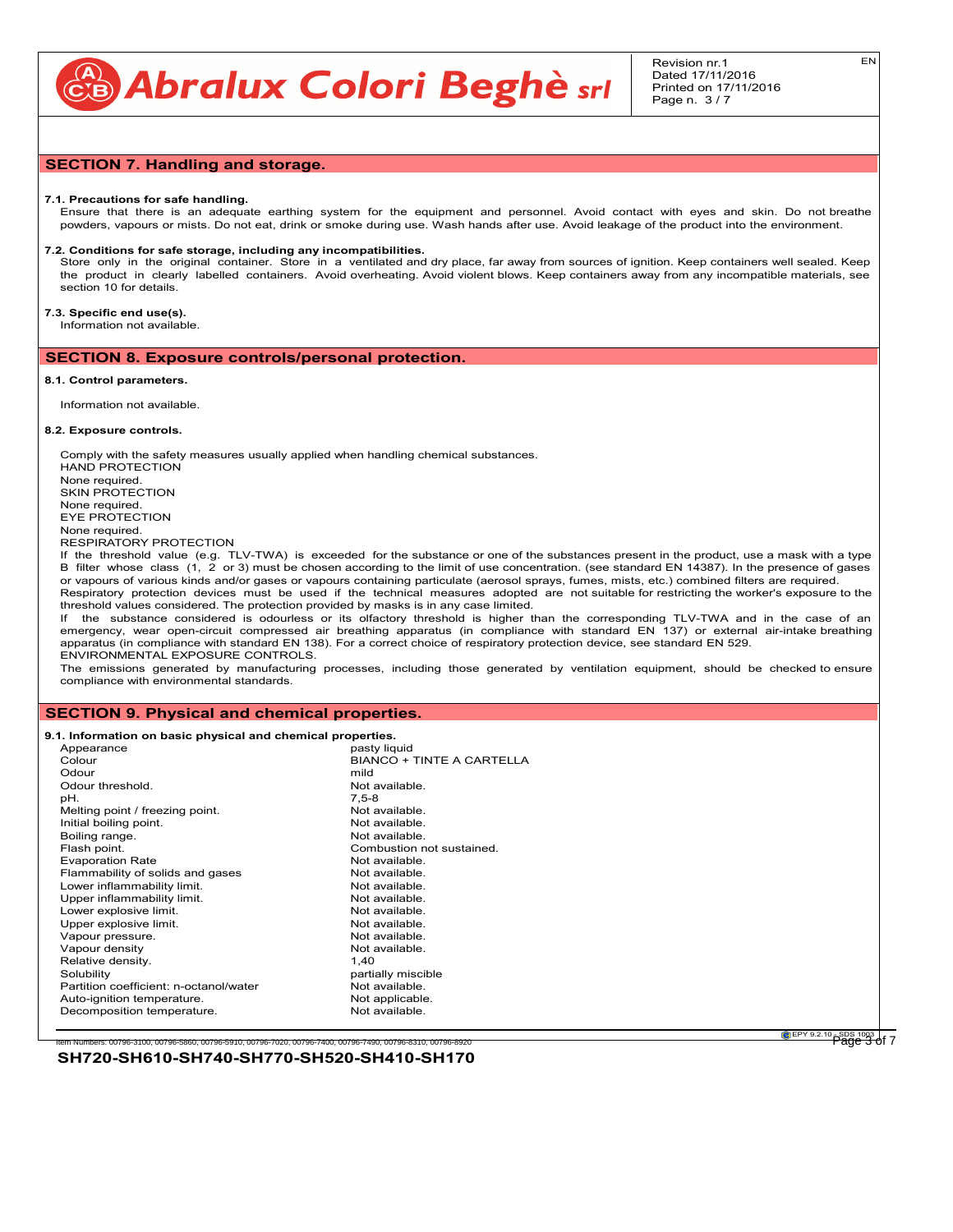## SECTION 7. Handling and storage.

**7.1. Precautions for safe handling.**
Ensure that there is an adequate earthing system for the equipment and personnel. Avoid contact with eyes and skin. Do not breathe powders, vapours or mists. Do not eat, drink or smoke during use. Wash hands after use. Avoid leakage of the product into the environment.

**7.2. Conditions for safe storage, including any incompatibilities.**
Store only in the original container. Store in a ventilated and dry place, far away from sources of ignition. Keep containers well sealed. Keep the product in clearly labelled containers. Avoid overheating. Avoid violent blows. Keep containers away from any incompatible materials, see section 10 for details.

**7.3. Specific end use(s).**
Information not available.

## SECTION 8. Exposure controls/personal protection.

**8.1. Control parameters.**

Information not available.

**8.2. Exposure controls.**

Comply with the safety measures usually applied when handling chemical substances.
HAND PROTECTION
None required.
SKIN PROTECTION
None required.
EYE PROTECTION
None required.
RESPIRATORY PROTECTION
If the threshold value (e.g. TLV-TWA) is exceeded for the substance or one of the substances present in the product, use a mask with a type B filter whose class (1, 2 or 3) must be chosen according to the limit of use concentration. (see standard EN 14387). In the presence of gases or vapours of various kinds and/or gases or vapours containing particulate (aerosol sprays, fumes, mists, etc.) combined filters are required.
Respiratory protection devices must be used if the technical measures adopted are not suitable for restricting the worker's exposure to the threshold values considered. The protection provided by masks is in any case limited.
If the substance considered is odourless or its olfactory threshold is higher than the corresponding TLV-TWA and in the case of an emergency, wear open-circuit compressed air breathing apparatus (in compliance with standard EN 137) or external air-intake breathing apparatus (in compliance with standard EN 138). For a correct choice of respiratory protection device, see standard EN 529.
ENVIRONMENTAL EXPOSURE CONTROLS.
The emissions generated by manufacturing processes, including those generated by ventilation equipment, should be checked to ensure compliance with environmental standards.

## SECTION 9. Physical and chemical properties.

**9.1. Information on basic physical and chemical properties.**

| Property | Value |
|---|---|
| Appearance | pasty liquid |
| Colour | BIANCO + TINTE A CARTELLA |
| Odour | mild |
| Odour threshold. | Not available. |
| pH. | 7,5-8 |
| Melting point / freezing point. | Not available. |
| Initial boiling point. | Not available. |
| Boiling range. | Not available. |
| Flash point. | Combustion not sustained. |
| Evaporation Rate | Not available. |
| Flammability of solids and gases | Not available. |
| Lower inflammability limit. | Not available. |
| Upper inflammability limit. | Not available. |
| Lower explosive limit. | Not available. |
| Upper explosive limit. | Not available. |
| Vapour pressure. | Not available. |
| Vapour density | Not available. |
| Relative density. | 1,40 |
| Solubility | partially miscible |
| Partition coefficient: n-octanol/water | Not available. |
| Auto-ignition temperature. | Not applicable. |
| Decomposition temperature. | Not available. |

Item Numbers: 00796-3100, 00796-5860, 00796-5910, 00796-7020, 00796-7400, 00796-7490, 00796-8310, 00796-8920

**SH720-SH610-SH740-SH770-SH520-SH410-SH170**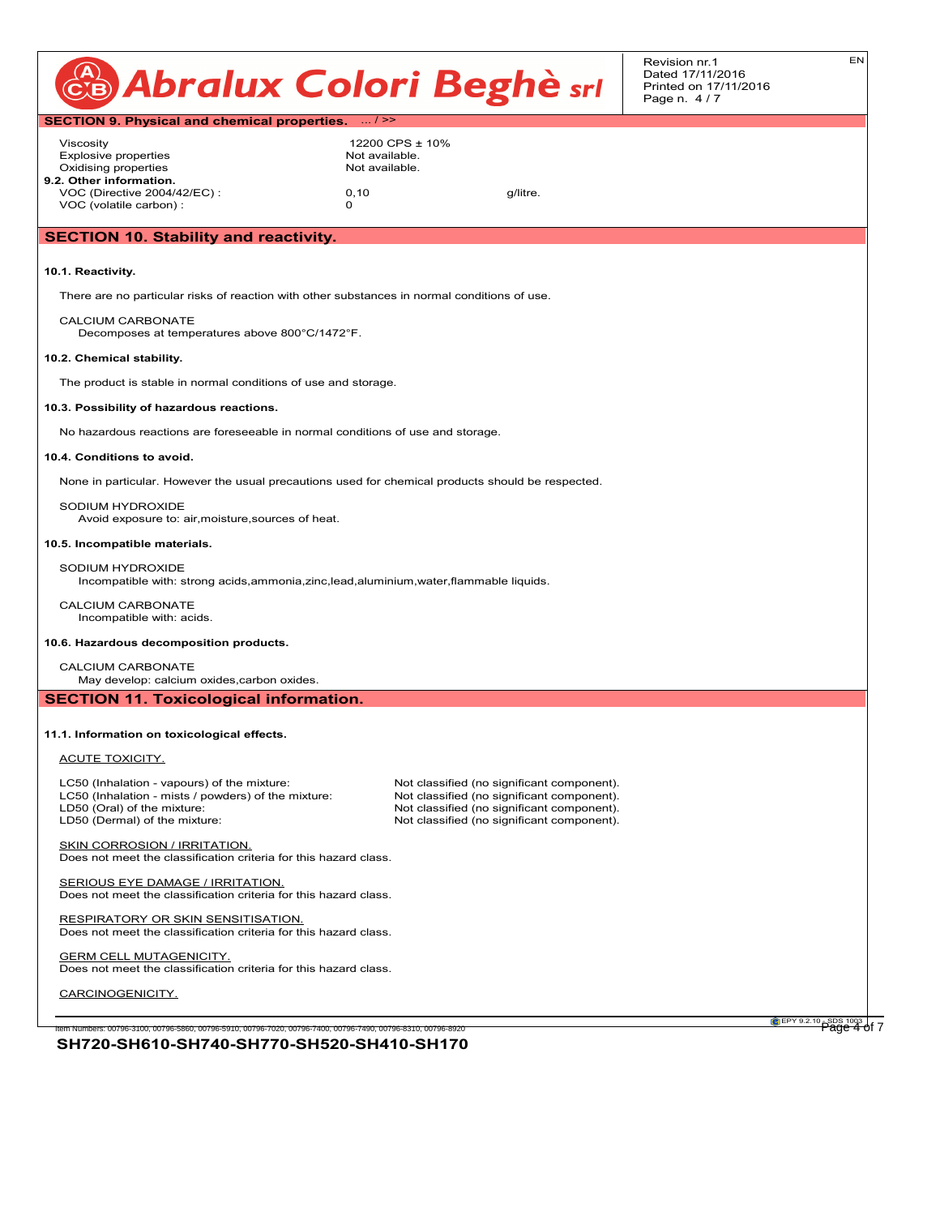## SECTION 9. Physical and chemical properties. ... / >>

| | | |
|---|---|---|
| Viscosity | 12200 CPS ± 10% | |
| Explosive properties | Not available. | |
| Oxidising properties | Not available. | |

**9.2. Other information.**

| | | |
|---|---|---|
| VOC (Directive 2004/42/EC) : | 0,10 | g/litre. |
| VOC (volatile carbon) : | 0 | |

## SECTION 10. Stability and reactivity.

**10.1. Reactivity.**

There are no particular risks of reaction with other substances in normal conditions of use.

CALCIUM CARBONATE
Decomposes at temperatures above 800°C/1472°F.

**10.2. Chemical stability.**

The product is stable in normal conditions of use and storage.

**10.3. Possibility of hazardous reactions.**

No hazardous reactions are foreseeable in normal conditions of use and storage.

**10.4. Conditions to avoid.**

None in particular. However the usual precautions used for chemical products should be respected.

SODIUM HYDROXIDE
Avoid exposure to: air,moisture,sources of heat.

**10.5. Incompatible materials.**

SODIUM HYDROXIDE
Incompatible with: strong acids,ammonia,zinc,lead,aluminium,water,flammable liquids.

CALCIUM CARBONATE
Incompatible with: acids.

**10.6. Hazardous decomposition products.**

CALCIUM CARBONATE
May develop: calcium oxides,carbon oxides.

## SECTION 11. Toxicological information.

**11.1. Information on toxicological effects.**

ACUTE TOXICITY.

| | |
|---|---|
| LC50 (Inhalation - vapours) of the mixture: | Not classified (no significant component). |
| LC50 (Inhalation - mists / powders) of the mixture: | Not classified (no significant component). |
| LD50 (Oral) of the mixture: | Not classified (no significant component). |
| LD50 (Dermal) of the mixture: | Not classified (no significant component). |

SKIN CORROSION / IRRITATION.
Does not meet the classification criteria for this hazard class.

SERIOUS EYE DAMAGE / IRRITATION.
Does not meet the classification criteria for this hazard class.

RESPIRATORY OR SKIN SENSITISATION.
Does not meet the classification criteria for this hazard class.

GERM CELL MUTAGENICITY.
Does not meet the classification criteria for this hazard class.

CARCINOGENICITY.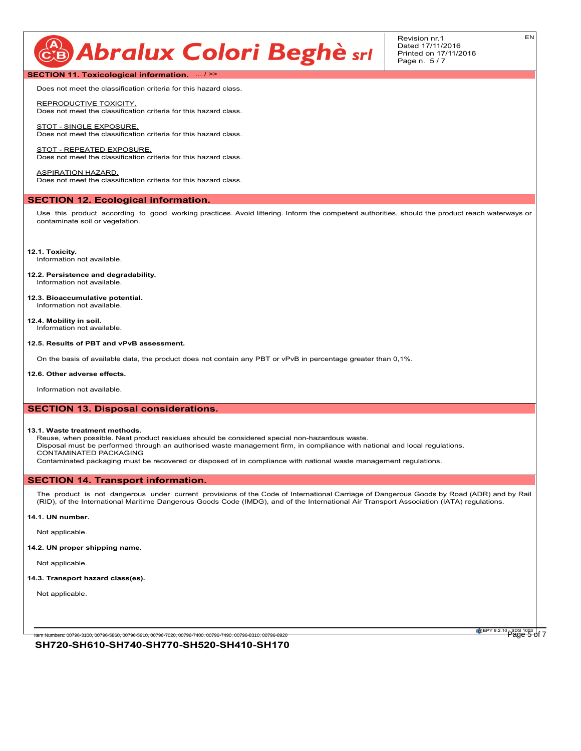## SECTION 11. Toxicological information. ... / >>

Does not meet the classification criteria for this hazard class.

REPRODUCTIVE TOXICITY.
Does not meet the classification criteria for this hazard class.

STOT - SINGLE EXPOSURE.
Does not meet the classification criteria for this hazard class.

STOT - REPEATED EXPOSURE.
Does not meet the classification criteria for this hazard class.

ASPIRATION HAZARD.
Does not meet the classification criteria for this hazard class.

## SECTION 12. Ecological information.

Use this product according to good working practices. Avoid littering. Inform the competent authorities, should the product reach waterways or contaminate soil or vegetation.

**12.1. Toxicity.**
Information not available.

**12.2. Persistence and degradability.**
Information not available.

**12.3. Bioaccumulative potential.**
Information not available.

**12.4. Mobility in soil.**
Information not available.

**12.5. Results of PBT and vPvB assessment.**

On the basis of available data, the product does not contain any PBT or vPvB in percentage greater than 0,1%.

**12.6. Other adverse effects.**

Information not available.

## SECTION 13. Disposal considerations.

**13.1. Waste treatment methods.**
Reuse, when possible. Neat product residues should be considered special non-hazardous waste.
Disposal must be performed through an authorised waste management firm, in compliance with national and local regulations.
CONTAMINATED PACKAGING
Contaminated packaging must be recovered or disposed of in compliance with national waste management regulations.

## SECTION 14. Transport information.

The product is not dangerous under current provisions of the Code of International Carriage of Dangerous Goods by Road (ADR) and by Rail (RID), of the International Maritime Dangerous Goods Code (IMDG), and of the International Air Transport Association (IATA) regulations.

**14.1. UN number.**

Not applicable.

**14.2. UN proper shipping name.**

Not applicable.

**14.3. Transport hazard class(es).**

Not applicable.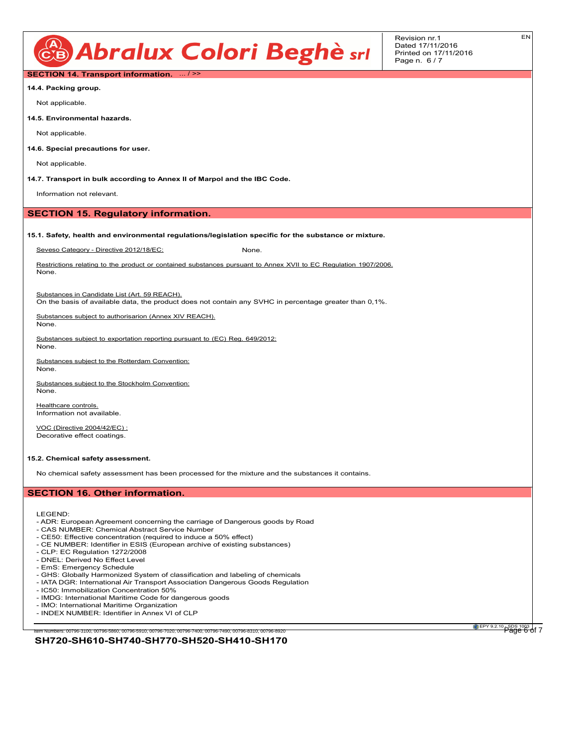## SECTION 14. Transport information. ... / >>

### 14.4. Packing group.

Not applicable.

### 14.5. Environmental hazards.

Not applicable.

### 14.6. Special precautions for user.

Not applicable.

### 14.7. Transport in bulk according to Annex II of Marpol and the IBC Code.

Information not relevant.

## SECTION 15. Regulatory information.

### 15.1. Safety, health and environmental regulations/legislation specific for the substance or mixture.

Seveso Category - Directive 2012/18/EC: None.

Restrictions relating to the product or contained substances pursuant to Annex XVII to EC Regulation 1907/2006.
None.

Substances in Candidate List (Art. 59 REACH).
On the basis of available data, the product does not contain any SVHC in percentage greater than 0,1%.

Substances subject to authorisarion (Annex XIV REACH).
None.

Substances subject to exportation reporting pursuant to (EC) Reg. 649/2012:
None.

Substances subject to the Rotterdam Convention:
None.

Substances subject to the Stockholm Convention:
None.

Healthcare controls.
Information not available.

VOC (Directive 2004/42/EC) :
Decorative effect coatings.

### 15.2. Chemical safety assessment.

No chemical safety assessment has been processed for the mixture and the substances it contains.

## SECTION 16. Other information.

LEGEND:
- ADR: European Agreement concerning the carriage of Dangerous goods by Road
- CAS NUMBER: Chemical Abstract Service Number
- CE50: Effective concentration (required to induce a 50% effect)
- CE NUMBER: Identifier in ESIS (European archive of existing substances)
- CLP: EC Regulation 1272/2008
- DNEL: Derived No Effect Level
- EmS: Emergency Schedule
- GHS: Globally Harmonized System of classification and labeling of chemicals
- IATA DGR: International Air Transport Association Dangerous Goods Regulation
- IC50: Immobilization Concentration 50%
- IMDG: International Maritime Code for dangerous goods
- IMO: International Maritime Organization
- INDEX NUMBER: Identifier in Annex VI of CLP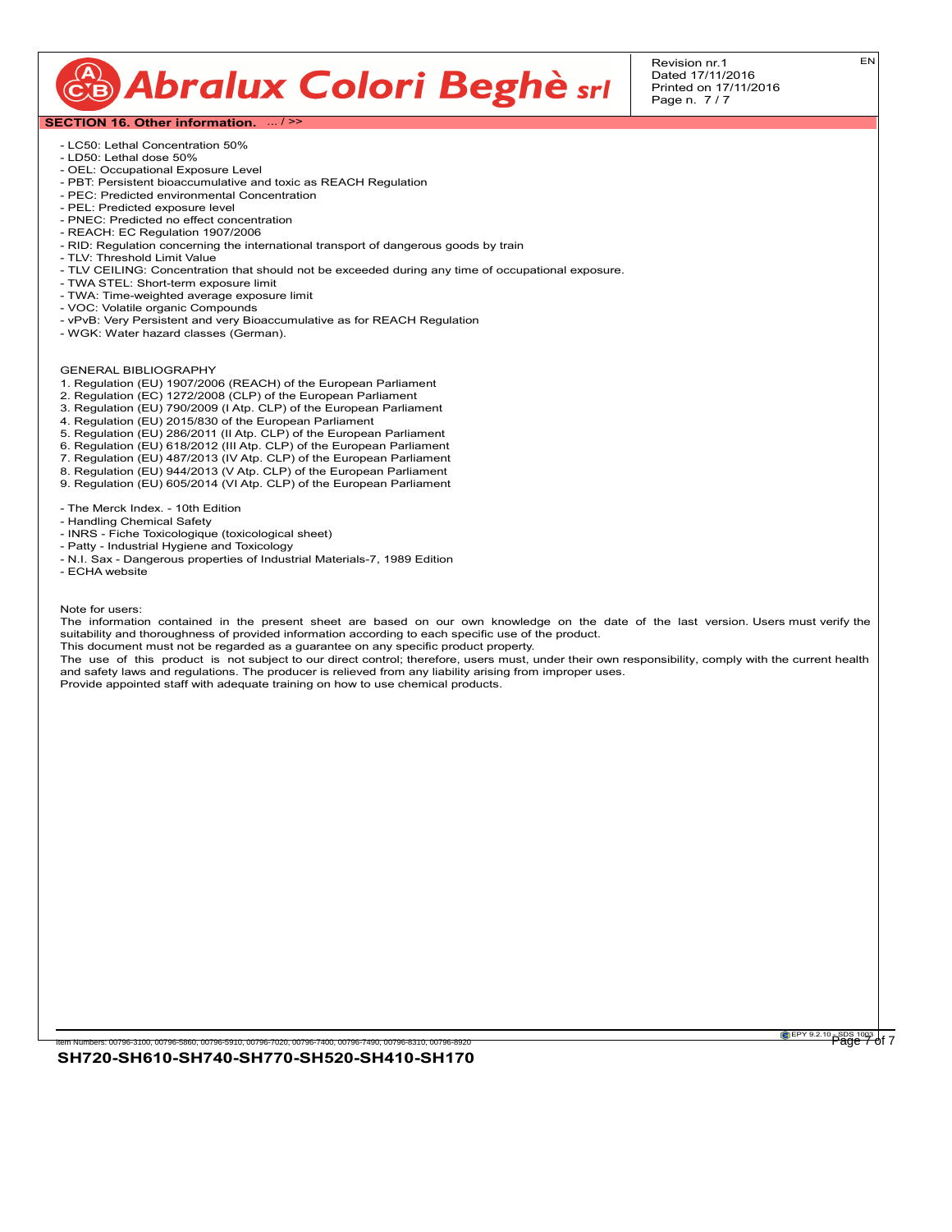## SECTION 16. Other information. ... / >>

- LC50: Lethal Concentration 50%
- LD50: Lethal dose 50%
- OEL: Occupational Exposure Level
- PBT: Persistent bioaccumulative and toxic as REACH Regulation
- PEC: Predicted environmental Concentration
- PEL: Predicted exposure level
- PNEC: Predicted no effect concentration
- REACH: EC Regulation 1907/2006
- RID: Regulation concerning the international transport of dangerous goods by train
- TLV: Threshold Limit Value
- TLV CEILING: Concentration that should not be exceeded during any time of occupational exposure.
- TWA STEL: Short-term exposure limit
- TWA: Time-weighted average exposure limit
- VOC: Volatile organic Compounds
- vPvB: Very Persistent and very Bioaccumulative as for REACH Regulation
- WGK: Water hazard classes (German).

GENERAL BIBLIOGRAPHY

1. Regulation (EU) 1907/2006 (REACH) of the European Parliament
2. Regulation (EC) 1272/2008 (CLP) of the European Parliament
3. Regulation (EU) 790/2009 (I Atp. CLP) of the European Parliament
4. Regulation (EU) 2015/830 of the European Parliament
5. Regulation (EU) 286/2011 (II Atp. CLP) of the European Parliament
6. Regulation (EU) 618/2012 (III Atp. CLP) of the European Parliament
7. Regulation (EU) 487/2013 (IV Atp. CLP) of the European Parliament
8. Regulation (EU) 944/2013 (V Atp. CLP) of the European Parliament
9. Regulation (EU) 605/2014 (VI Atp. CLP) of the European Parliament

- The Merck Index. - 10th Edition
- Handling Chemical Safety
- INRS - Fiche Toxicologique (toxicological sheet)
- Patty - Industrial Hygiene and Toxicology
- N.I. Sax - Dangerous properties of Industrial Materials-7, 1989 Edition
- ECHA website

Note for users:
The information contained in the present sheet are based on our own knowledge on the date of the last version. Users must verify the suitability and thoroughness of provided information according to each specific use of the product.
This document must not be regarded as a guarantee on any specific product property.
The use of this product is not subject to our direct control; therefore, users must, under their own responsibility, comply with the current health and safety laws and regulations. The producer is relieved from any liability arising from improper uses.
Provide appointed staff with adequate training on how to use chemical products.